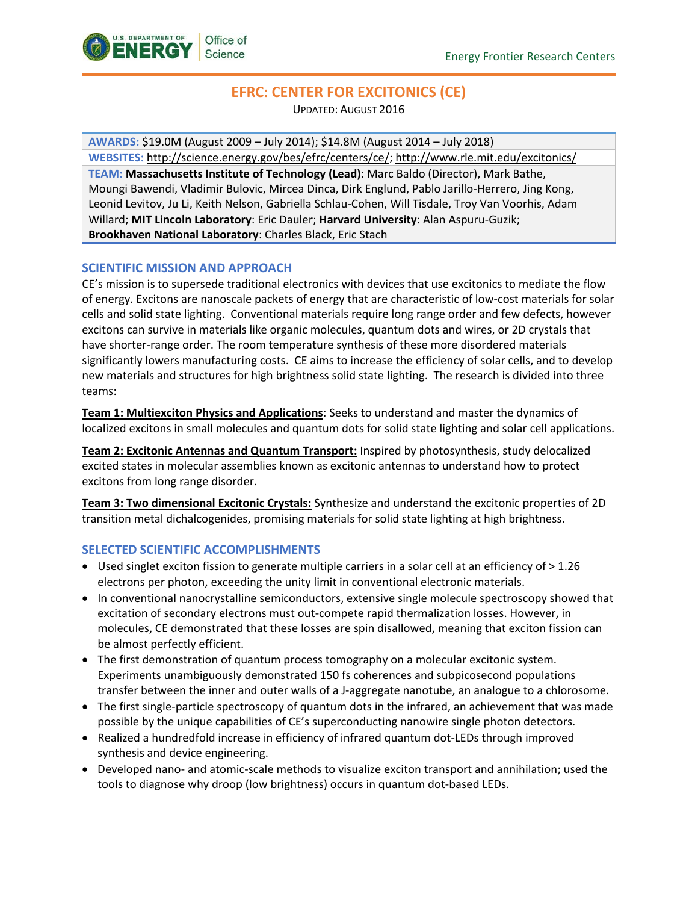# EFRC: CENTER FOR EXCITONICS (CE)

UPDATED: AUGUST 2016

**AWARDS:** $19.0M (August 2009 – July 2014); $14.8M (August 2014 – July 2018)

**WEBSITES:** http://science.energy.gov/bes/efrc/centers/ce/; http://www.rle.mit.edu/excitonics/

**TEAM:** **Massachusetts Institute of Technology (Lead)**: Marc Baldo (Director), Mark Bathe, Moungi Bawendi, Vladimir Bulovic, Mircea Dinca, Dirk Englund, Pablo Jarillo-Herrero, Jing Kong, Leonid Levitov, Ju Li, Keith Nelson, Gabriella Schlau-Cohen, Will Tisdale, Troy Van Voorhis, Adam Willard; **MIT Lincoln Laboratory**: Eric Dauler; **Harvard University**: Alan Aspuru-Guzik; **Brookhaven National Laboratory**: Charles Black, Eric Stach

## SCIENTIFIC MISSION AND APPROACH

CE's mission is to supersede traditional electronics with devices that use excitonics to mediate the flow of energy. Excitons are nanoscale packets of energy that are characteristic of low-cost materials for solar cells and solid state lighting. Conventional materials require long range order and few defects, however excitons can survive in materials like organic molecules, quantum dots and wires, or 2D crystals that have shorter-range order. The room temperature synthesis of these more disordered materials significantly lowers manufacturing costs. CE aims to increase the efficiency of solar cells, and to develop new materials and structures for high brightness solid state lighting. The research is divided into three teams:

**Team 1: Multiexciton Physics and Applications**: Seeks to understand and master the dynamics of localized excitons in small molecules and quantum dots for solid state lighting and solar cell applications.

**Team 2: Excitonic Antennas and Quantum Transport:** Inspired by photosynthesis, study delocalized excited states in molecular assemblies known as excitonic antennas to understand how to protect excitons from long range disorder.

**Team 3: Two dimensional Excitonic Crystals:** Synthesize and understand the excitonic properties of 2D transition metal dichalcogenides, promising materials for solid state lighting at high brightness.

## SELECTED SCIENTIFIC ACCOMPLISHMENTS

- Used singlet exciton fission to generate multiple carriers in a solar cell at an efficiency of > 1.26 electrons per photon, exceeding the unity limit in conventional electronic materials.
- In conventional nanocrystalline semiconductors, extensive single molecule spectroscopy showed that excitation of secondary electrons must out-compete rapid thermalization losses. However, in molecules, CE demonstrated that these losses are spin disallowed, meaning that exciton fission can be almost perfectly efficient.
- The first demonstration of quantum process tomography on a molecular excitonic system. Experiments unambiguously demonstrated 150 fs coherences and subpicosecond populations transfer between the inner and outer walls of a J-aggregate nanotube, an analogue to a chlorosome.
- The first single-particle spectroscopy of quantum dots in the infrared, an achievement that was made possible by the unique capabilities of CE's superconducting nanowire single photon detectors.
- Realized a hundredfold increase in efficiency of infrared quantum dot-LEDs through improved synthesis and device engineering.
- Developed nano- and atomic-scale methods to visualize exciton transport and annihilation; used the tools to diagnose why droop (low brightness) occurs in quantum dot-based LEDs.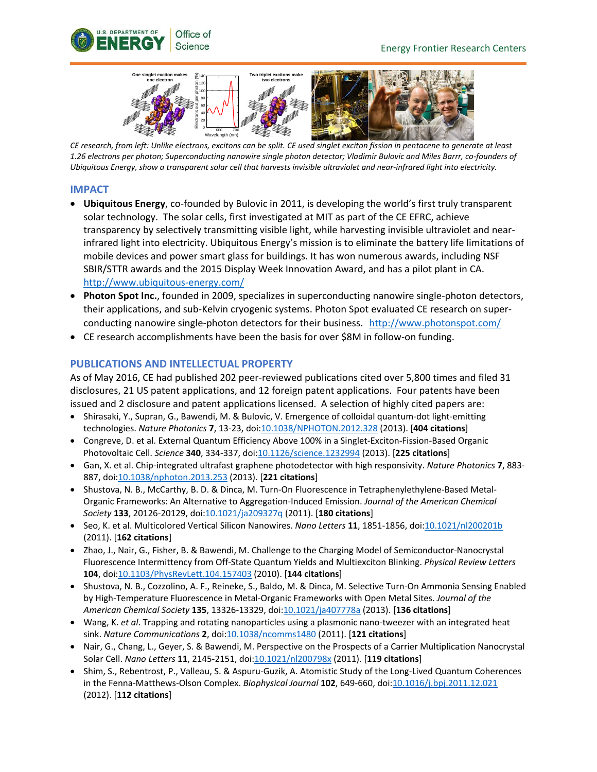*CE research, from left: Unlike electrons, excitons can be split. CE used singlet exciton fission in pentacene to generate at least 1.26 electrons per photon; Superconducting nanowire single photon detector; Vladimir Bulovic and Miles Barrr, co-founders of Ubiquitous Energy, show a transparent solar cell that harvests invisible ultraviolet and near-infrared light into electricity.*

## IMPACT

- **Ubiquitous Energy**, co-founded by Bulovic in 2011, is developing the world's first truly transparent solar technology. The solar cells, first investigated at MIT as part of the CE EFRC, achieve transparency by selectively transmitting visible light, while harvesting invisible ultraviolet and near-infrared light into electricity. Ubiquitous Energy's mission is to eliminate the battery life limitations of mobile devices and power smart glass for buildings. It has won numerous awards, including NSF SBIR/STTR awards and the 2015 Display Week Innovation Award, and has a pilot plant in CA. http://www.ubiquitous-energy.com/
- **Photon Spot Inc.**, founded in 2009, specializes in superconducting nanowire single-photon detectors, their applications, and sub-Kelvin cryogenic systems. Photon Spot evaluated CE research on superconducting nanowire single-photon detectors for their business. http://www.photonspot.com/
- CE research accomplishments have been the basis for over $8M in follow-on funding.

## PUBLICATIONS AND INTELLECTUAL PROPERTY

As of May 2016, CE had published 202 peer-reviewed publications cited over 5,800 times and filed 31 disclosures, 21 US patent applications, and 12 foreign patent applications. Four patents have been issued and 2 disclosure and patent applications licensed. A selection of highly cited papers are:

- Shirasaki, Y., Supran, G., Bawendi, M. & Bulovic, V. Emergence of colloidal quantum-dot light-emitting technologies. *Nature Photonics* **7**, 13-23, doi:10.1038/NPHOTON.2012.328 (2013). [**404 citations**]
- Congreve, D. et al. External Quantum Efficiency Above 100% in a Singlet-Exciton-Fission-Based Organic Photovoltaic Cell. *Science* **340**, 334-337, doi:10.1126/science.1232994 (2013). [**225 citations**]
- Gan, X. et al. Chip-integrated ultrafast graphene photodetector with high responsivity. *Nature Photonics* **7**, 883-887, doi:10.1038/nphoton.2013.253 (2013). [**221 citations**]
- Shustova, N. B., McCarthy, B. D. & Dinca, M. Turn-On Fluorescence in Tetraphenylethylene-Based Metal-Organic Frameworks: An Alternative to Aggregation-Induced Emission. *Journal of the American Chemical Society* **133**, 20126-20129, doi:10.1021/ja209327q (2011). [**180 citations**]
- Seo, K. et al. Multicolored Vertical Silicon Nanowires. *Nano Letters* **11**, 1851-1856, doi:10.1021/nl200201b (2011). [**162 citations**]
- Zhao, J., Nair, G., Fisher, B. & Bawendi, M. Challenge to the Charging Model of Semiconductor-Nanocrystal Fluorescence Intermittency from Off-State Quantum Yields and Multiexciton Blinking. *Physical Review Letters* **104**, doi:10.1103/PhysRevLett.104.157403 (2010). [**144 citations**]
- Shustova, N. B., Cozzolino, A. F., Reineke, S., Baldo, M. & Dinca, M. Selective Turn-On Ammonia Sensing Enabled by High-Temperature Fluorescence in Metal-Organic Frameworks with Open Metal Sites. *Journal of the American Chemical Society* **135**, 13326-13329, doi:10.1021/ja407778a (2013). [**136 citations**]
- Wang, K. *et al*. Trapping and rotating nanoparticles using a plasmonic nano-tweezer with an integrated heat sink. *Nature Communications* **2**, doi:10.1038/ncomms1480 (2011). [**121 citations**]
- Nair, G., Chang, L., Geyer, S. & Bawendi, M. Perspective on the Prospects of a Carrier Multiplication Nanocrystal Solar Cell. *Nano Letters* **11**, 2145-2151, doi:10.1021/nl200798x (2011). [**119 citations**]
- Shim, S., Rebentrost, P., Valleau, S. & Aspuru-Guzik, A. Atomistic Study of the Long-Lived Quantum Coherences in the Fenna-Matthews-Olson Complex. *Biophysical Journal* **102**, 649-660, doi:10.1016/j.bpj.2011.12.021 (2012). [**112 citations**]